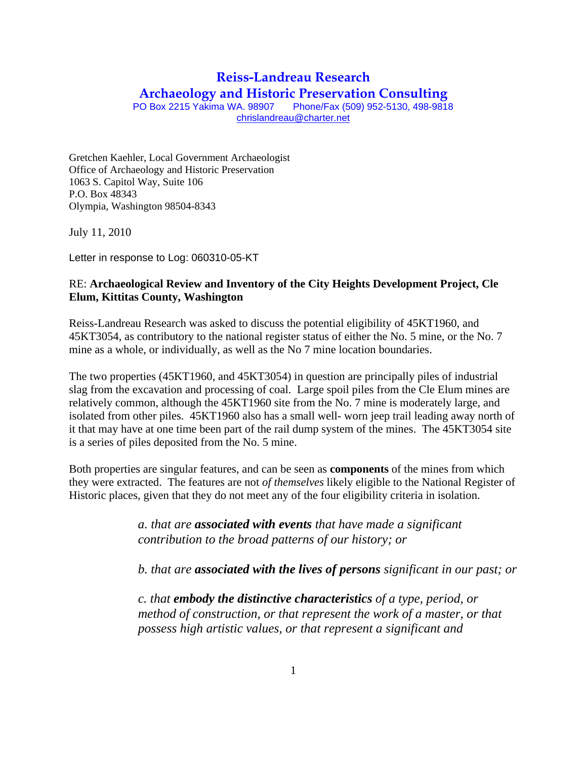# Reiss-Landreau Research
## Archaeology and Historic Preservation Consulting

PO Box 2215 Yakima WA. 98907  Phone/Fax (509) 952-5130, 498-9818
chrislandreau@charter.net

Gretchen Kaehler, Local Government Archaeologist
Office of Archaeology and Historic Preservation
1063 S. Capitol Way, Suite 106
P.O. Box 48343
Olympia, Washington 98504-8343

July 11, 2010

Letter in response to Log: 060310-05-KT

RE: **Archaeological Review and Inventory of the City Heights Development Project, Cle Elum, Kittitas County, Washington**

Reiss-Landreau Research was asked to discuss the potential eligibility of 45KT1960, and 45KT3054, as contributory to the national register status of either the No. 5 mine, or the No. 7 mine as a whole, or individually, as well as the No 7 mine location boundaries.

The two properties (45KT1960, and 45KT3054) in question are principally piles of industrial slag from the excavation and processing of coal. Large spoil piles from the Cle Elum mines are relatively common, although the 45KT1960 site from the No. 7 mine is moderately large, and isolated from other piles. 45KT1960 also has a small well- worn jeep trail leading away north of it that may have at one time been part of the rail dump system of the mines. The 45KT3054 site is a series of piles deposited from the No. 5 mine.

Both properties are singular features, and can be seen as **components** of the mines from which they were extracted. The features are not *of themselves* likely eligible to the National Register of Historic places, given that they do not meet any of the four eligibility criteria in isolation.

> *a. that are **associated with events** that have made a significant contribution to the broad patterns of our history; or*
>
> *b. that are **associated with the lives of persons** significant in our past; or*
>
> *c. that **embody the distinctive characteristics** of a type, period, or method of construction, or that represent the work of a master, or that possess high artistic values, or that represent a significant and*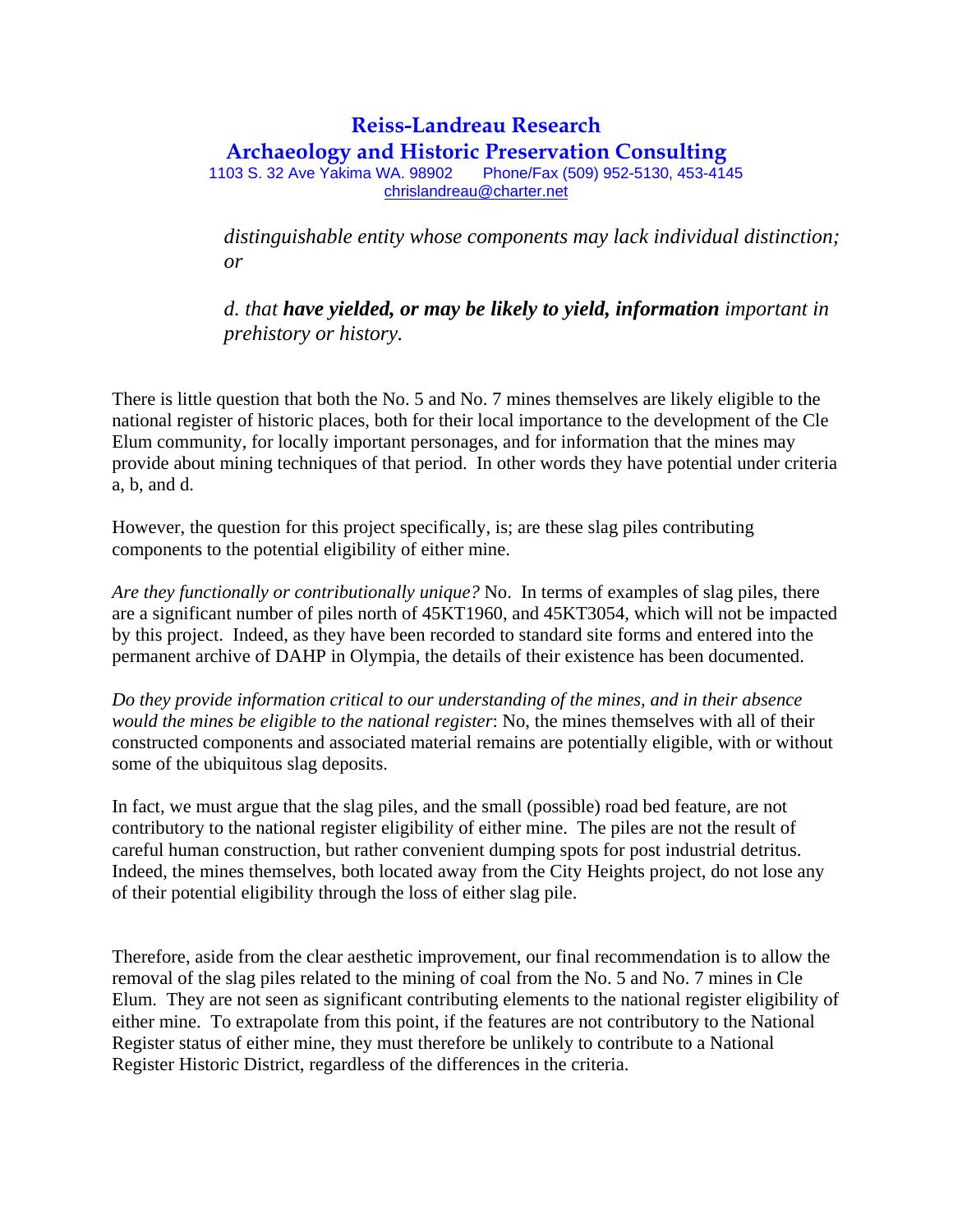*distinguishable entity whose components may lack individual distinction; or*

*d. that **have yielded, or may be likely to yield, information** important in prehistory or history.*

There is little question that both the No. 5 and No. 7 mines themselves are likely eligible to the national register of historic places, both for their local importance to the development of the Cle Elum community, for locally important personages, and for information that the mines may provide about mining techniques of that period. In other words they have potential under criteria a, b, and d.

However, the question for this project specifically, is; are these slag piles contributing components to the potential eligibility of either mine.

*Are they functionally or contributionally unique?* No. In terms of examples of slag piles, there are a significant number of piles north of 45KT1960, and 45KT3054, which will not be impacted by this project. Indeed, as they have been recorded to standard site forms and entered into the permanent archive of DAHP in Olympia, the details of their existence has been documented.

*Do they provide information critical to our understanding of the mines, and in their absence would the mines be eligible to the national register*: No, the mines themselves with all of their constructed components and associated material remains are potentially eligible, with or without some of the ubiquitous slag deposits.

In fact, we must argue that the slag piles, and the small (possible) road bed feature, are not contributory to the national register eligibility of either mine. The piles are not the result of careful human construction, but rather convenient dumping spots for post industrial detritus. Indeed, the mines themselves, both located away from the City Heights project, do not lose any of their potential eligibility through the loss of either slag pile.

Therefore, aside from the clear aesthetic improvement, our final recommendation is to allow the removal of the slag piles related to the mining of coal from the No. 5 and No. 7 mines in Cle Elum. They are not seen as significant contributing elements to the national register eligibility of either mine. To extrapolate from this point, if the features are not contributory to the National Register status of either mine, they must therefore be unlikely to contribute to a National Register Historic District, regardless of the differences in the criteria.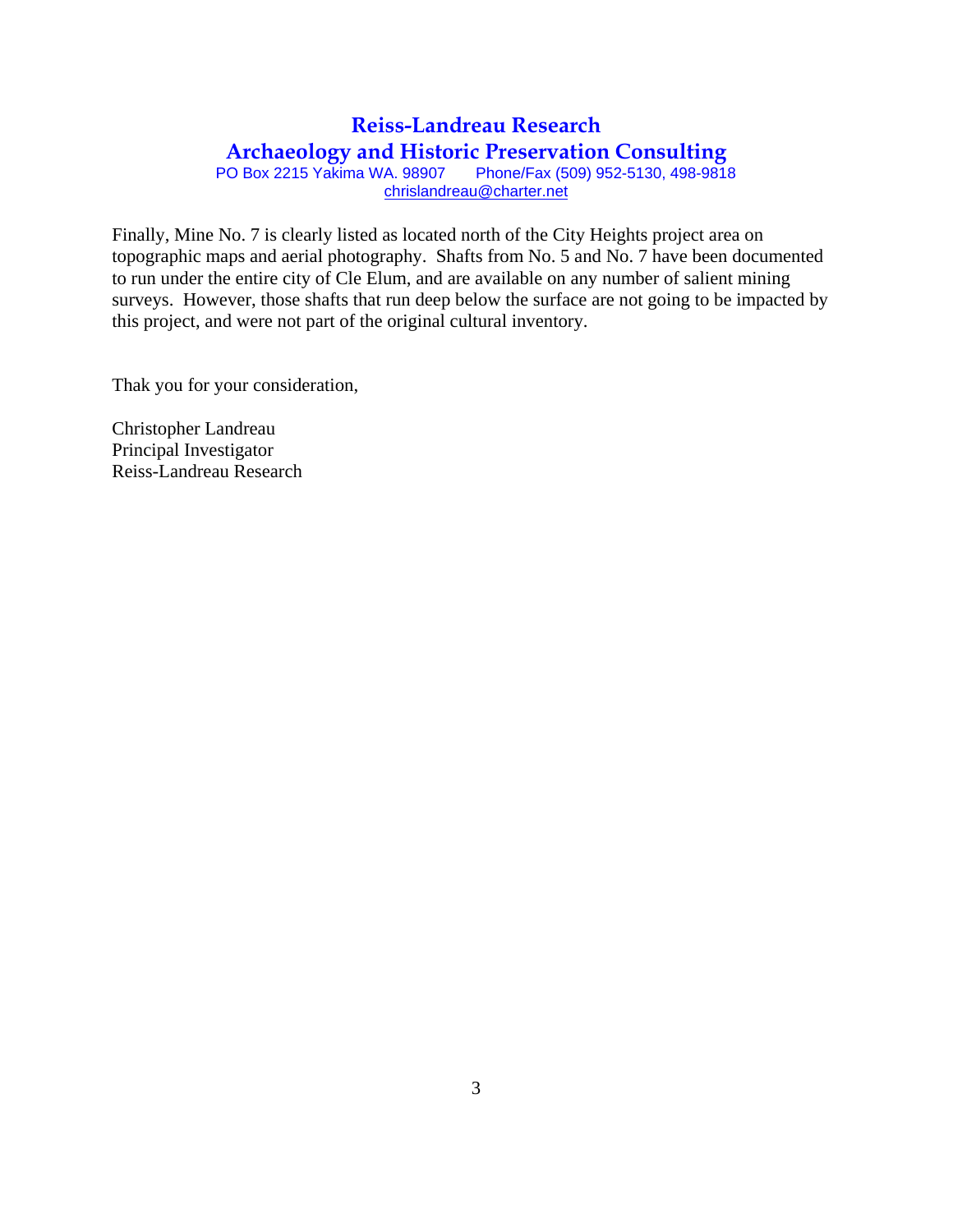**Reiss-Landreau Research**
**Archaeology and Historic Preservation Consulting**
PO Box 2215 Yakima WA. 98907 Phone/Fax (509) 952-5130, 498-9818
chrislandreau@charter.net

Finally, Mine No. 7 is clearly listed as located north of the City Heights project area on topographic maps and aerial photography. Shafts from No. 5 and No. 7 have been documented to run under the entire city of Cle Elum, and are available on any number of salient mining surveys. However, those shafts that run deep below the surface are not going to be impacted by this project, and were not part of the original cultural inventory.

Thak you for your consideration,

Christopher Landreau
Principal Investigator
Reiss-Landreau Research